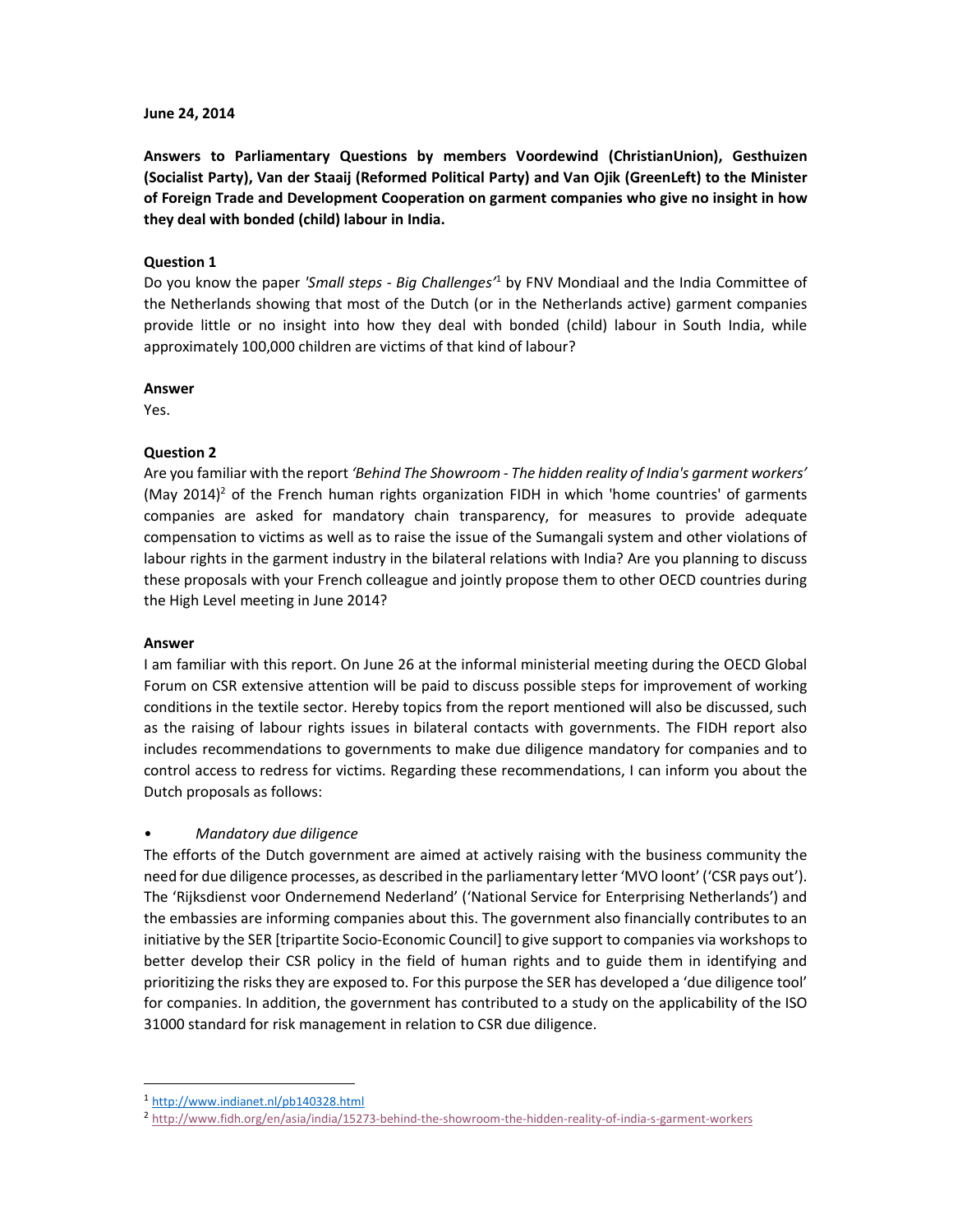**June 24, 2014**

**Answers to Parliamentary Questions by members Voordewind (ChristianUnion), Gesthuizen (Socialist Party), Van der Staaij (Reformed Political Party) and Van Ojik (GreenLeft) to the Minister of Foreign Trade and Development Cooperation on garment companies who give no insight in how they deal with bonded (child) labour in India.**

**Question 1**

Do you know the paper *'Small steps - Big Challenges'*[1] by FNV Mondiaal and the India Committee of the Netherlands showing that most of the Dutch (or in the Netherlands active) garment companies provide little or no insight into how they deal with bonded (child) labour in South India, while approximately 100,000 children are victims of that kind of labour?

**Answer**

Yes.

**Question 2**

Are you familiar with the report *'Behind The Showroom - The hidden reality of India's garment workers'* (May 2014)[2] of the French human rights organization FIDH in which 'home countries' of garments companies are asked for mandatory chain transparency, for measures to provide adequate compensation to victims as well as to raise the issue of the Sumangali system and other violations of labour rights in the garment industry in the bilateral relations with India? Are you planning to discuss these proposals with your French colleague and jointly propose them to other OECD countries during the High Level meeting in June 2014?

**Answer**

I am familiar with this report. On June 26 at the informal ministerial meeting during the OECD Global Forum on CSR extensive attention will be paid to discuss possible steps for improvement of working conditions in the textile sector. Hereby topics from the report mentioned will also be discussed, such as the raising of labour rights issues in bilateral contacts with governments. The FIDH report also includes recommendations to governments to make due diligence mandatory for companies and to control access to redress for victims. Regarding these recommendations, I can inform you about the Dutch proposals as follows:

- *Mandatory due diligence*

The efforts of the Dutch government are aimed at actively raising with the business community the need for due diligence processes, as described in the parliamentary letter 'MVO loont' ('CSR pays out'). The 'Rijksdienst voor Ondernemend Nederland' ('National Service for Enterprising Netherlands') and the embassies are informing companies about this. The government also financially contributes to an initiative by the SER [tripartite Socio-Economic Council] to give support to companies via workshops to better develop their CSR policy in the field of human rights and to guide them in identifying and prioritizing the risks they are exposed to. For this purpose the SER has developed a 'due diligence tool' for companies. In addition, the government has contributed to a study on the applicability of the ISO 31000 standard for risk management in relation to CSR due diligence.

---

[1] http://www.indianet.nl/pb140328.html

[2] http://www.fidh.org/en/asia/india/15273-behind-the-showroom-the-hidden-reality-of-india-s-garment-workers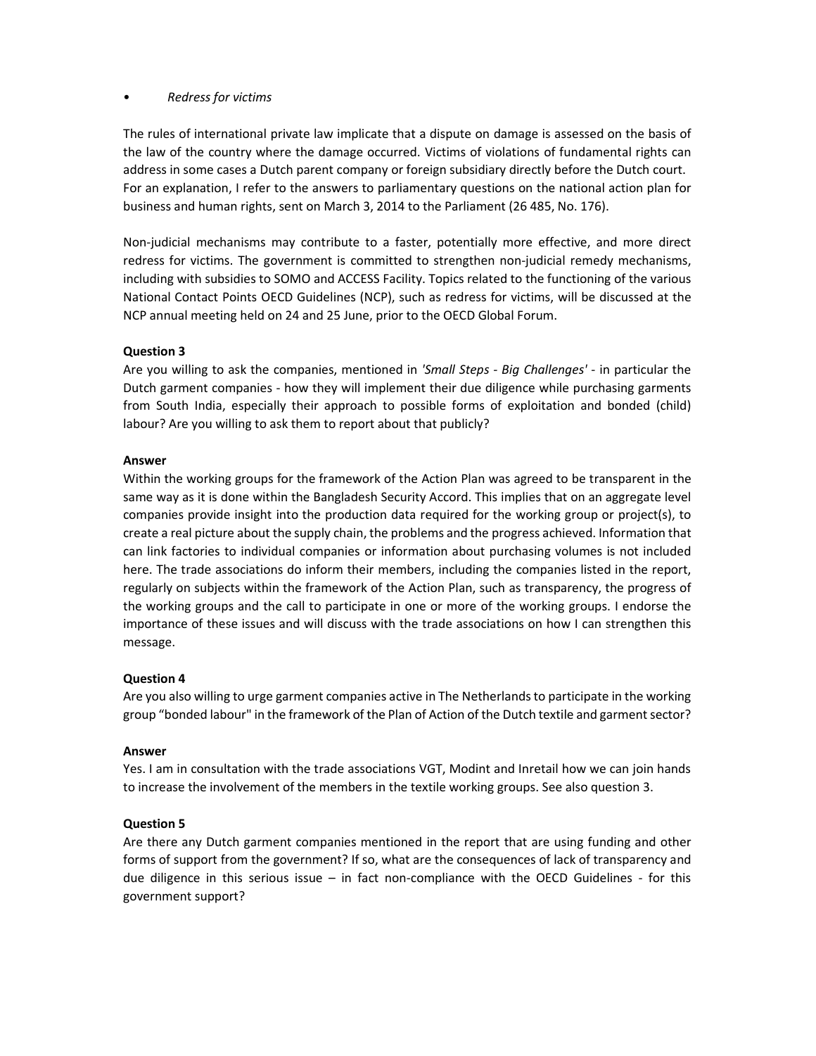- *Redress for victims*

The rules of international private law implicate that a dispute on damage is assessed on the basis of the law of the country where the damage occurred. Victims of violations of fundamental rights can address in some cases a Dutch parent company or foreign subsidiary directly before the Dutch court. For an explanation, I refer to the answers to parliamentary questions on the national action plan for business and human rights, sent on March 3, 2014 to the Parliament (26 485, No. 176).

Non-judicial mechanisms may contribute to a faster, potentially more effective, and more direct redress for victims. The government is committed to strengthen non-judicial remedy mechanisms, including with subsidies to SOMO and ACCESS Facility. Topics related to the functioning of the various National Contact Points OECD Guidelines (NCP), such as redress for victims, will be discussed at the NCP annual meeting held on 24 and 25 June, prior to the OECD Global Forum.

**Question 3**

Are you willing to ask the companies, mentioned in *'Small Steps - Big Challenges'* - in particular the Dutch garment companies - how they will implement their due diligence while purchasing garments from South India, especially their approach to possible forms of exploitation and bonded (child) labour? Are you willing to ask them to report about that publicly?

**Answer**

Within the working groups for the framework of the Action Plan was agreed to be transparent in the same way as it is done within the Bangladesh Security Accord. This implies that on an aggregate level companies provide insight into the production data required for the working group or project(s), to create a real picture about the supply chain, the problems and the progress achieved. Information that can link factories to individual companies or information about purchasing volumes is not included here. The trade associations do inform their members, including the companies listed in the report, regularly on subjects within the framework of the Action Plan, such as transparency, the progress of the working groups and the call to participate in one or more of the working groups. I endorse the importance of these issues and will discuss with the trade associations on how I can strengthen this message.

**Question 4**

Are you also willing to urge garment companies active in The Netherlands to participate in the working group "bonded labour" in the framework of the Plan of Action of the Dutch textile and garment sector?

**Answer**

Yes. I am in consultation with the trade associations VGT, Modint and Inretail how we can join hands to increase the involvement of the members in the textile working groups. See also question 3.

**Question 5**

Are there any Dutch garment companies mentioned in the report that are using funding and other forms of support from the government? If so, what are the consequences of lack of transparency and due diligence in this serious issue – in fact non-compliance with the OECD Guidelines - for this government support?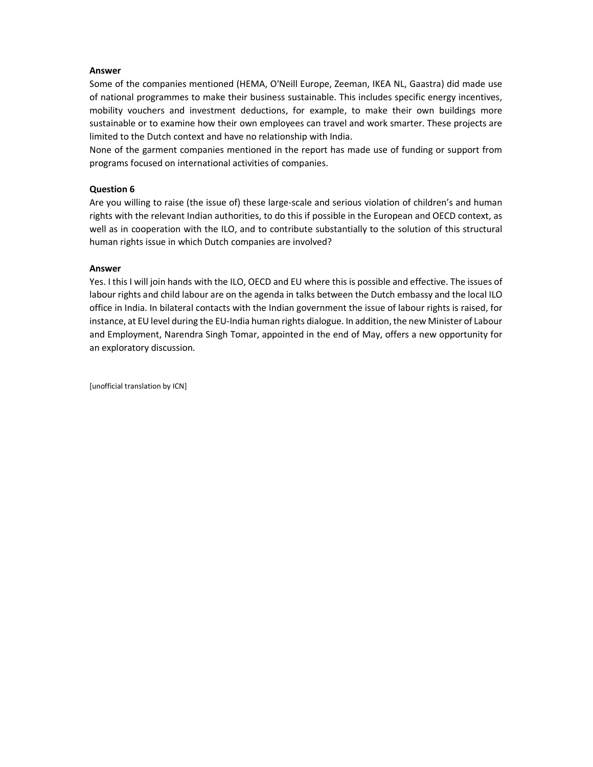**Answer**

Some of the companies mentioned (HEMA, O'Neill Europe, Zeeman, IKEA NL, Gaastra) did made use of national programmes to make their business sustainable. This includes specific energy incentives, mobility vouchers and investment deductions, for example, to make their own buildings more sustainable or to examine how their own employees can travel and work smarter. These projects are limited to the Dutch context and have no relationship with India.

None of the garment companies mentioned in the report has made use of funding or support from programs focused on international activities of companies.

**Question 6**

Are you willing to raise (the issue of) these large-scale and serious violation of children's and human rights with the relevant Indian authorities, to do this if possible in the European and OECD context, as well as in cooperation with the ILO, and to contribute substantially to the solution of this structural human rights issue in which Dutch companies are involved?

**Answer**

Yes. I this I will join hands with the ILO, OECD and EU where this is possible and effective. The issues of labour rights and child labour are on the agenda in talks between the Dutch embassy and the local ILO office in India. In bilateral contacts with the Indian government the issue of labour rights is raised, for instance, at EU level during the EU-India human rights dialogue. In addition, the new Minister of Labour and Employment, Narendra Singh Tomar, appointed in the end of May, offers a new opportunity for an exploratory discussion.

[unofficial translation by ICN]